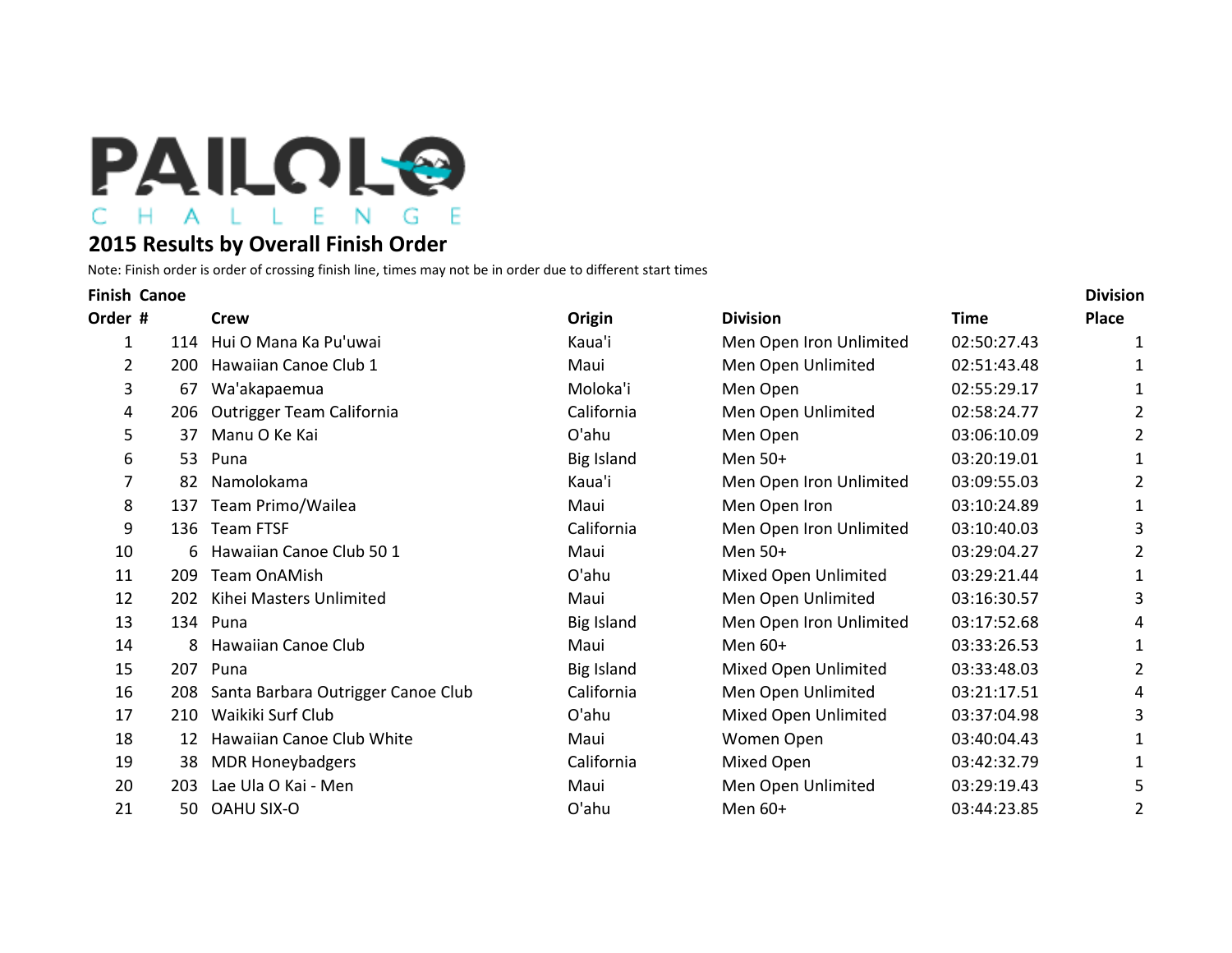# PAILOLO CHALLENGE

## 2015 Results by Overall Finish Order

Note: Finish order is order of crossing finish line, times may not be in order due to different start times

| Finish Order | Canoe # | Crew | Origin | Division | Time | Division Place |
|---|---|---|---|---|---|---|
| 1 | 114 | Hui O Mana Ka Pu'uwai | Kaua'i | Men Open Iron Unlimited | 02:50:27.43 | 1 |
| 2 | 200 | Hawaiian Canoe Club 1 | Maui | Men Open Unlimited | 02:51:43.48 | 1 |
| 3 | 67 | Wa'akapaemua | Moloka'i | Men Open | 02:55:29.17 | 1 |
| 4 | 206 | Outrigger Team California | California | Men Open Unlimited | 02:58:24.77 | 2 |
| 5 | 37 | Manu O Ke Kai | O'ahu | Men Open | 03:06:10.09 | 2 |
| 6 | 53 | Puna | Big Island | Men 50+ | 03:20:19.01 | 1 |
| 7 | 82 | Namolokama | Kaua'i | Men Open Iron Unlimited | 03:09:55.03 | 2 |
| 8 | 137 | Team Primo/Wailea | Maui | Men Open Iron | 03:10:24.89 | 1 |
| 9 | 136 | Team FTSF | California | Men Open Iron Unlimited | 03:10:40.03 | 3 |
| 10 | 6 | Hawaiian Canoe Club 50 1 | Maui | Men 50+ | 03:29:04.27 | 2 |
| 11 | 209 | Team OnAMish | O'ahu | Mixed Open Unlimited | 03:29:21.44 | 1 |
| 12 | 202 | Kihei Masters Unlimited | Maui | Men Open Unlimited | 03:16:30.57 | 3 |
| 13 | 134 | Puna | Big Island | Men Open Iron Unlimited | 03:17:52.68 | 4 |
| 14 | 8 | Hawaiian Canoe Club | Maui | Men 60+ | 03:33:26.53 | 1 |
| 15 | 207 | Puna | Big Island | Mixed Open Unlimited | 03:33:48.03 | 2 |
| 16 | 208 | Santa Barbara Outrigger Canoe Club | California | Men Open Unlimited | 03:21:17.51 | 4 |
| 17 | 210 | Waikiki Surf Club | O'ahu | Mixed Open Unlimited | 03:37:04.98 | 3 |
| 18 | 12 | Hawaiian Canoe Club White | Maui | Women Open | 03:40:04.43 | 1 |
| 19 | 38 | MDR Honeybadgers | California | Mixed Open | 03:42:32.79 | 1 |
| 20 | 203 | Lae Ula O Kai - Men | Maui | Men Open Unlimited | 03:29:19.43 | 5 |
| 21 | 50 | OAHU SIX-O | O'ahu | Men 60+ | 03:44:23.85 | 2 |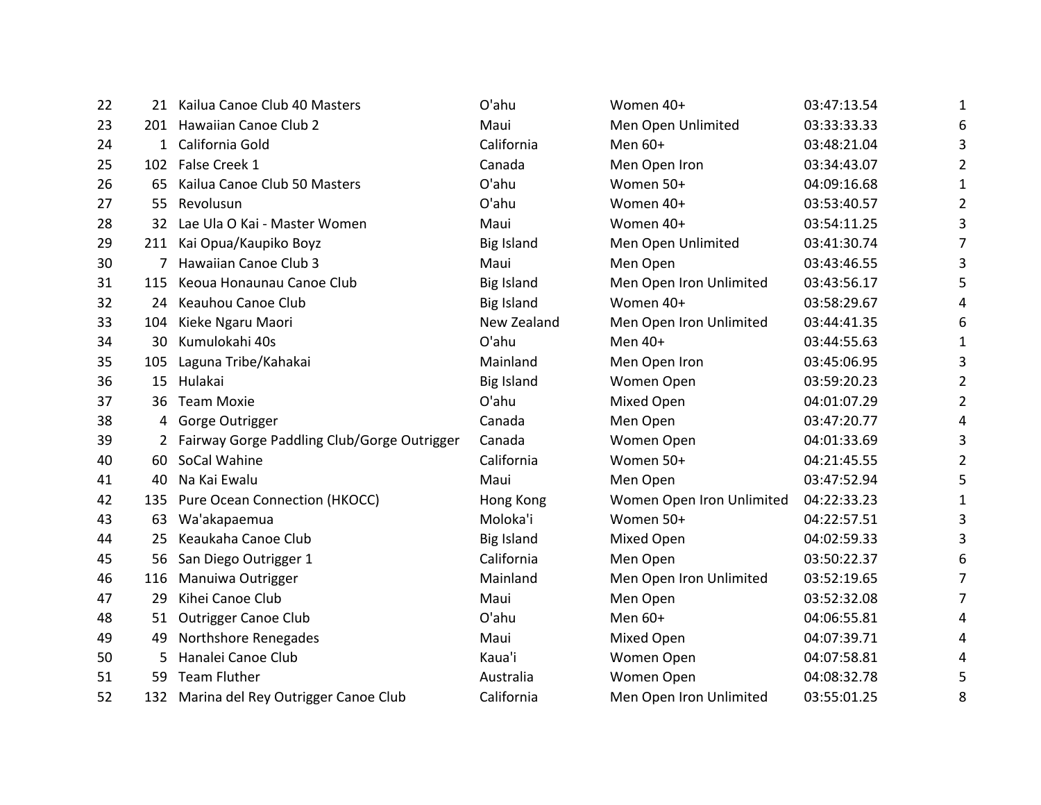| | | | | | | |
|---|---|---|---|---|---|---|
| 22 | 21 | Kailua Canoe Club 40 Masters | O'ahu | Women 40+ | 03:47:13.54 | 1 |
| 23 | 201 | Hawaiian Canoe Club 2 | Maui | Men Open Unlimited | 03:33:33.33 | 6 |
| 24 | 1 | California Gold | California | Men 60+ | 03:48:21.04 | 3 |
| 25 | 102 | False Creek 1 | Canada | Men Open Iron | 03:34:43.07 | 2 |
| 26 | 65 | Kailua Canoe Club 50 Masters | O'ahu | Women 50+ | 04:09:16.68 | 1 |
| 27 | 55 | Revolusun | O'ahu | Women 40+ | 03:53:40.57 | 2 |
| 28 | 32 | Lae Ula O Kai - Master Women | Maui | Women 40+ | 03:54:11.25 | 3 |
| 29 | 211 | Kai Opua/Kaupiko Boyz | Big Island | Men Open Unlimited | 03:41:30.74 | 7 |
| 30 | 7 | Hawaiian Canoe Club 3 | Maui | Men Open | 03:43:46.55 | 3 |
| 31 | 115 | Keoua Honaunau Canoe Club | Big Island | Men Open Iron Unlimited | 03:43:56.17 | 5 |
| 32 | 24 | Keauhou Canoe Club | Big Island | Women 40+ | 03:58:29.67 | 4 |
| 33 | 104 | Kieke Ngaru Maori | New Zealand | Men Open Iron Unlimited | 03:44:41.35 | 6 |
| 34 | 30 | Kumulokahi 40s | O'ahu | Men 40+ | 03:44:55.63 | 1 |
| 35 | 105 | Laguna Tribe/Kahakai | Mainland | Men Open Iron | 03:45:06.95 | 3 |
| 36 | 15 | Hulakai | Big Island | Women Open | 03:59:20.23 | 2 |
| 37 | 36 | Team Moxie | O'ahu | Mixed Open | 04:01:07.29 | 2 |
| 38 | 4 | Gorge Outrigger | Canada | Men Open | 03:47:20.77 | 4 |
| 39 | 2 | Fairway Gorge Paddling Club/Gorge Outrigger | Canada | Women Open | 04:01:33.69 | 3 |
| 40 | 60 | SoCal Wahine | California | Women 50+ | 04:21:45.55 | 2 |
| 41 | 40 | Na Kai Ewalu | Maui | Men Open | 03:47:52.94 | 5 |
| 42 | 135 | Pure Ocean Connection (HKOCC) | Hong Kong | Women Open Iron Unlimited | 04:22:33.23 | 1 |
| 43 | 63 | Wa'akapaemua | Moloka'i | Women 50+ | 04:22:57.51 | 3 |
| 44 | 25 | Keaukaha Canoe Club | Big Island | Mixed Open | 04:02:59.33 | 3 |
| 45 | 56 | San Diego Outrigger 1 | California | Men Open | 03:50:22.37 | 6 |
| 46 | 116 | Manuiwa Outrigger | Mainland | Men Open Iron Unlimited | 03:52:19.65 | 7 |
| 47 | 29 | Kihei Canoe Club | Maui | Men Open | 03:52:32.08 | 7 |
| 48 | 51 | Outrigger Canoe Club | O'ahu | Men 60+ | 04:06:55.81 | 4 |
| 49 | 49 | Northshore Renegades | Maui | Mixed Open | 04:07:39.71 | 4 |
| 50 | 5 | Hanalei Canoe Club | Kaua'i | Women Open | 04:07:58.81 | 4 |
| 51 | 59 | Team Fluther | Australia | Women Open | 04:08:32.78 | 5 |
| 52 | 132 | Marina del Rey Outrigger Canoe Club | California | Men Open Iron Unlimited | 03:55:01.25 | 8 |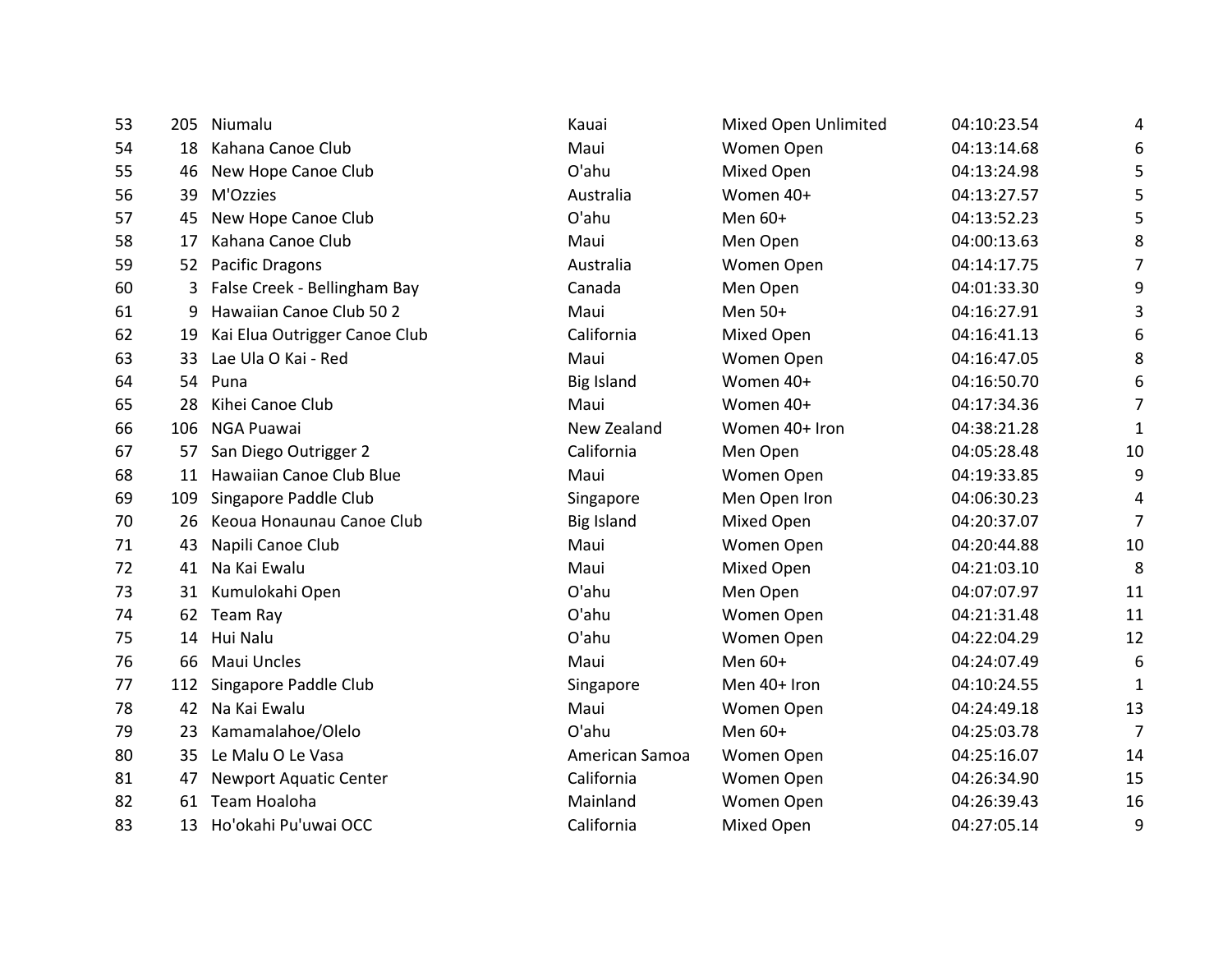| | | | | | | |
|---|---|---|---|---|---|---|
| 53 | 205 | Niumalu | Kauai | Mixed Open Unlimited | 04:10:23.54 | 4 |
| 54 | 18 | Kahana Canoe Club | Maui | Women Open | 04:13:14.68 | 6 |
| 55 | 46 | New Hope Canoe Club | O'ahu | Mixed Open | 04:13:24.98 | 5 |
| 56 | 39 | M'Ozzies | Australia | Women 40+ | 04:13:27.57 | 5 |
| 57 | 45 | New Hope Canoe Club | O'ahu | Men 60+ | 04:13:52.23 | 5 |
| 58 | 17 | Kahana Canoe Club | Maui | Men Open | 04:00:13.63 | 8 |
| 59 | 52 | Pacific Dragons | Australia | Women Open | 04:14:17.75 | 7 |
| 60 | 3 | False Creek - Bellingham Bay | Canada | Men Open | 04:01:33.30 | 9 |
| 61 | 9 | Hawaiian Canoe Club 50 2 | Maui | Men 50+ | 04:16:27.91 | 3 |
| 62 | 19 | Kai Elua Outrigger Canoe Club | California | Mixed Open | 04:16:41.13 | 6 |
| 63 | 33 | Lae Ula O Kai - Red | Maui | Women Open | 04:16:47.05 | 8 |
| 64 | 54 | Puna | Big Island | Women 40+ | 04:16:50.70 | 6 |
| 65 | 28 | Kihei Canoe Club | Maui | Women 40+ | 04:17:34.36 | 7 |
| 66 | 106 | NGA Puawai | New Zealand | Women 40+ Iron | 04:38:21.28 | 1 |
| 67 | 57 | San Diego Outrigger 2 | California | Men Open | 04:05:28.48 | 10 |
| 68 | 11 | Hawaiian Canoe Club Blue | Maui | Women Open | 04:19:33.85 | 9 |
| 69 | 109 | Singapore Paddle Club | Singapore | Men Open Iron | 04:06:30.23 | 4 |
| 70 | 26 | Keoua Honaunau Canoe Club | Big Island | Mixed Open | 04:20:37.07 | 7 |
| 71 | 43 | Napili Canoe Club | Maui | Women Open | 04:20:44.88 | 10 |
| 72 | 41 | Na Kai Ewalu | Maui | Mixed Open | 04:21:03.10 | 8 |
| 73 | 31 | Kumulokahi Open | O'ahu | Men Open | 04:07:07.97 | 11 |
| 74 | 62 | Team Ray | O'ahu | Women Open | 04:21:31.48 | 11 |
| 75 | 14 | Hui Nalu | O'ahu | Women Open | 04:22:04.29 | 12 |
| 76 | 66 | Maui Uncles | Maui | Men 60+ | 04:24:07.49 | 6 |
| 77 | 112 | Singapore Paddle Club | Singapore | Men 40+ Iron | 04:10:24.55 | 1 |
| 78 | 42 | Na Kai Ewalu | Maui | Women Open | 04:24:49.18 | 13 |
| 79 | 23 | Kamamalahoe/Olelo | O'ahu | Men 60+ | 04:25:03.78 | 7 |
| 80 | 35 | Le Malu O Le Vasa | American Samoa | Women Open | 04:25:16.07 | 14 |
| 81 | 47 | Newport Aquatic Center | California | Women Open | 04:26:34.90 | 15 |
| 82 | 61 | Team Hoaloha | Mainland | Women Open | 04:26:39.43 | 16 |
| 83 | 13 | Ho'okahi Pu'uwai OCC | California | Mixed Open | 04:27:05.14 | 9 |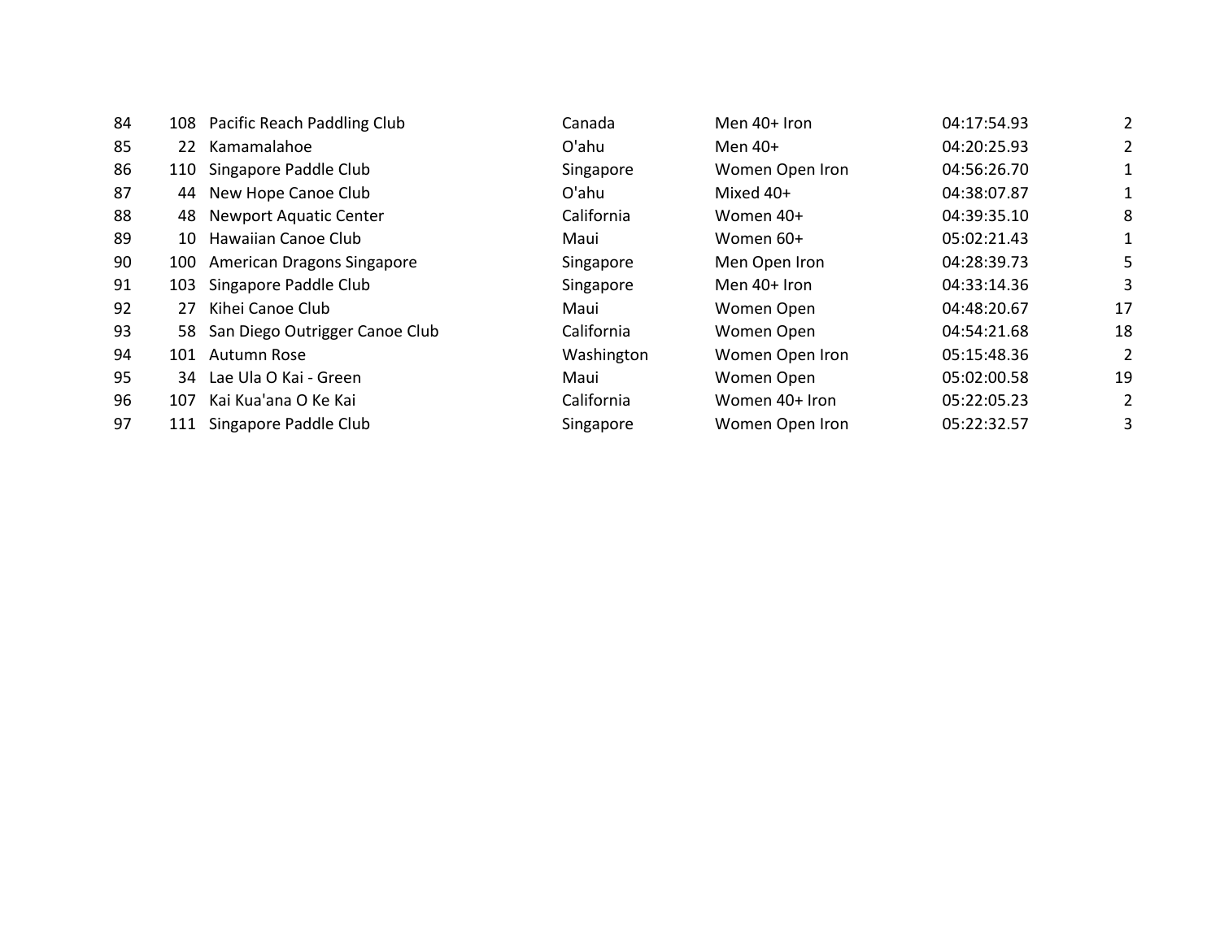| | | | | | | |
|---|---|---|---|---|---|---|
| 84 | 108 | Pacific Reach Paddling Club | Canada | Men 40+ Iron | 04:17:54.93 | 2 |
| 85 | 22 | Kamamalahoe | O'ahu | Men 40+ | 04:20:25.93 | 2 |
| 86 | 110 | Singapore Paddle Club | Singapore | Women Open Iron | 04:56:26.70 | 1 |
| 87 | 44 | New Hope Canoe Club | O'ahu | Mixed 40+ | 04:38:07.87 | 1 |
| 88 | 48 | Newport Aquatic Center | California | Women 40+ | 04:39:35.10 | 8 |
| 89 | 10 | Hawaiian Canoe Club | Maui | Women 60+ | 05:02:21.43 | 1 |
| 90 | 100 | American Dragons Singapore | Singapore | Men Open Iron | 04:28:39.73 | 5 |
| 91 | 103 | Singapore Paddle Club | Singapore | Men 40+ Iron | 04:33:14.36 | 3 |
| 92 | 27 | Kihei Canoe Club | Maui | Women Open | 04:48:20.67 | 17 |
| 93 | 58 | San Diego Outrigger Canoe Club | California | Women Open | 04:54:21.68 | 18 |
| 94 | 101 | Autumn Rose | Washington | Women Open Iron | 05:15:48.36 | 2 |
| 95 | 34 | Lae Ula O Kai - Green | Maui | Women Open | 05:02:00.58 | 19 |
| 96 | 107 | Kai Kua'ana O Ke Kai | California | Women 40+ Iron | 05:22:05.23 | 2 |
| 97 | 111 | Singapore Paddle Club | Singapore | Women Open Iron | 05:22:32.57 | 3 |